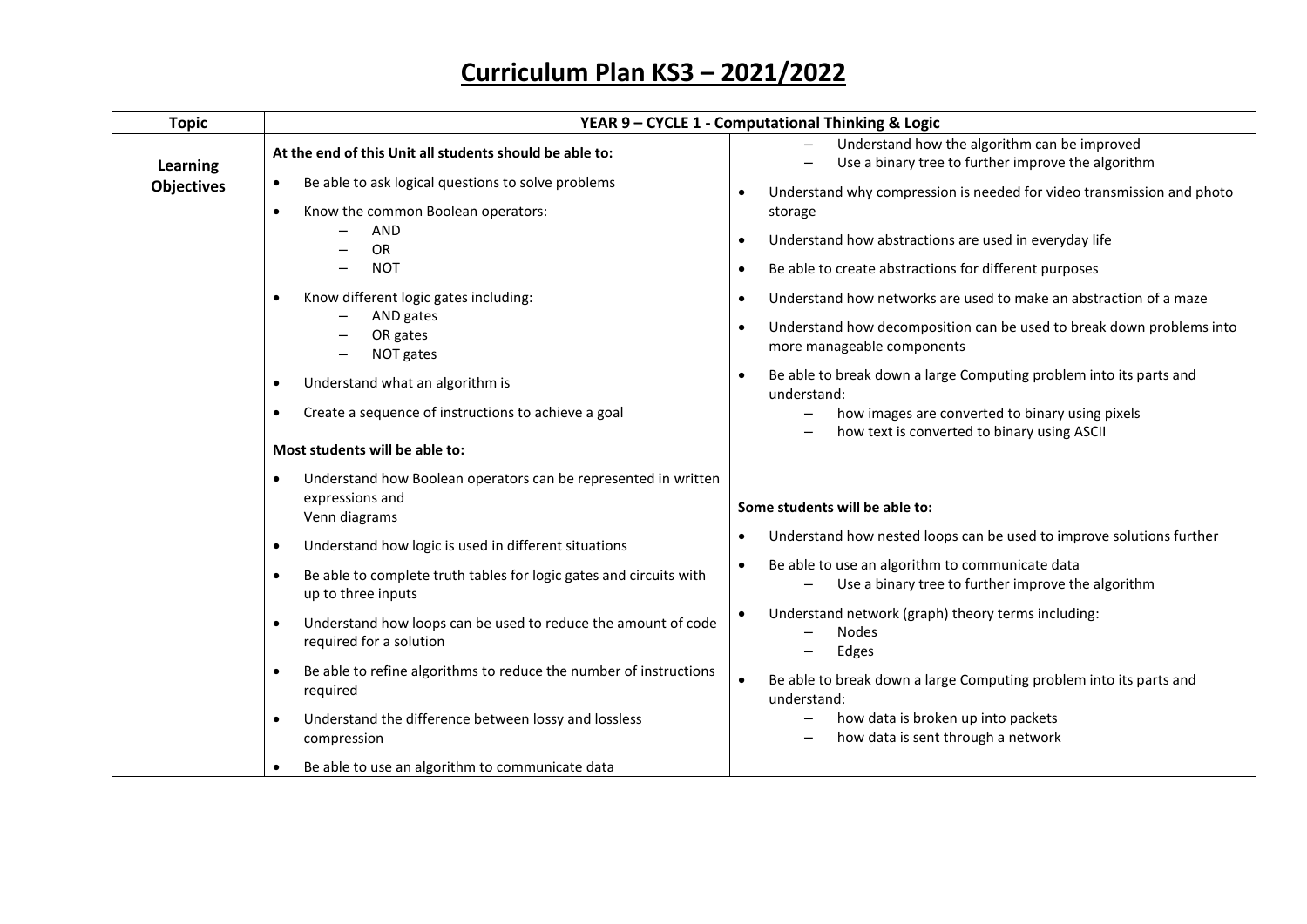# Curriculum Plan KS3 – 2021/2022

| Topic | YEAR 9 – CYCLE 1 - Computational Thinking & Logic |
|---|---|
| **Learning Objectives** | **At the end of this Unit all students should be able to:**<br>• Be able to ask logical questions to solve problems<br>• Know the common Boolean operators:<br>&nbsp;&nbsp;– AND<br>&nbsp;&nbsp;– OR<br>&nbsp;&nbsp;– NOT<br>• Know different logic gates including:<br>&nbsp;&nbsp;– AND gates<br>&nbsp;&nbsp;– OR gates<br>&nbsp;&nbsp;– NOT gates<br>• Understand what an algorithm is<br>• Create a sequence of instructions to achieve a goal<br><br>**Most students will be able to:**<br>• Understand how Boolean operators can be represented in written expressions and Venn diagrams<br>• Understand how logic is used in different situations<br>• Be able to complete truth tables for logic gates and circuits with up to three inputs<br>• Understand how loops can be used to reduce the amount of code required for a solution<br>• Be able to refine algorithms to reduce the number of instructions required<br>• Understand the difference between lossy and lossless compression<br>• Be able to use an algorithm to communicate data<br>&nbsp;&nbsp;– Understand how the algorithm can be improved<br>&nbsp;&nbsp;– Use a binary tree to further improve the algorithm<br>• Understand why compression is needed for video transmission and photo storage<br>• Understand how abstractions are used in everyday life<br>• Be able to create abstractions for different purposes<br>• Understand how networks are used to make an abstraction of a maze<br>• Understand how decomposition can be used to break down problems into more manageable components<br>• Be able to break down a large Computing problem into its parts and understand:<br>&nbsp;&nbsp;– how images are converted to binary using pixels<br>&nbsp;&nbsp;– how text is converted to binary using ASCII<br><br>**Some students will be able to:**<br>• Understand how nested loops can be used to improve solutions further<br>• Be able to use an algorithm to communicate data<br>&nbsp;&nbsp;– Use a binary tree to further improve the algorithm<br>• Understand network (graph) theory terms including:<br>&nbsp;&nbsp;– Nodes<br>&nbsp;&nbsp;– Edges<br>• Be able to break down a large Computing problem into its parts and understand:<br>&nbsp;&nbsp;– how data is broken up into packets<br>&nbsp;&nbsp;– how data is sent through a network |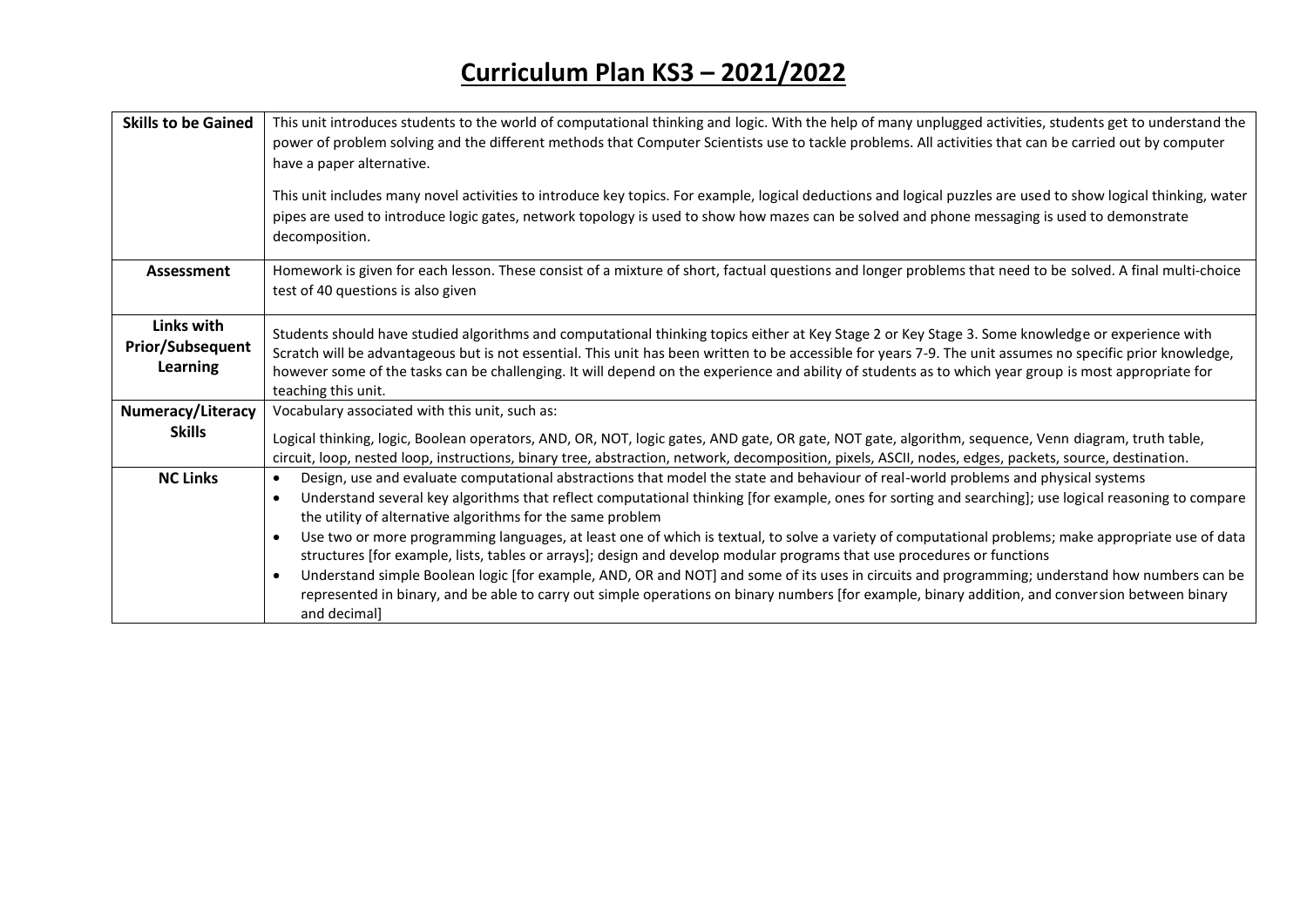# Curriculum Plan KS3 – 2021/2022

| | |
|---|---|
| **Skills to be Gained** | This unit introduces students to the world of computational thinking and logic. With the help of many unplugged activities, students get to understand the power of problem solving and the different methods that Computer Scientists use to tackle problems. All activities that can be carried out by computer have a paper alternative.<br><br>This unit includes many novel activities to introduce key topics. For example, logical deductions and logical puzzles are used to show logical thinking, water pipes are used to introduce logic gates, network topology is used to show how mazes can be solved and phone messaging is used to demonstrate decomposition. |
| **Assessment** | Homework is given for each lesson. These consist of a mixture of short, factual questions and longer problems that need to be solved. A final multi-choice test of 40 questions is also given |
| **Links with Prior/Subsequent Learning** | Students should have studied algorithms and computational thinking topics either at Key Stage 2 or Key Stage 3. Some knowledge or experience with Scratch will be advantageous but is not essential. This unit has been written to be accessible for years 7-9. The unit assumes no specific prior knowledge, however some of the tasks can be challenging. It will depend on the experience and ability of students as to which year group is most appropriate for teaching this unit. |
| **Numeracy/Literacy Skills** | Vocabulary associated with this unit, such as:<br><br>Logical thinking, logic, Boolean operators, AND, OR, NOT, logic gates, AND gate, OR gate, NOT gate, algorithm, sequence, Venn diagram, truth table, circuit, loop, nested loop, instructions, binary tree, abstraction, network, decomposition, pixels, ASCII, nodes, edges, packets, source, destination. |
| **NC Links** | • Design, use and evaluate computational abstractions that model the state and behaviour of real-world problems and physical systems<br>• Understand several key algorithms that reflect computational thinking [for example, ones for sorting and searching]; use logical reasoning to compare the utility of alternative algorithms for the same problem<br>• Use two or more programming languages, at least one of which is textual, to solve a variety of computational problems; make appropriate use of data structures [for example, lists, tables or arrays]; design and develop modular programs that use procedures or functions<br>• Understand simple Boolean logic [for example, AND, OR and NOT] and some of its uses in circuits and programming; understand how numbers can be represented in binary, and be able to carry out simple operations on binary numbers [for example, binary addition, and conversion between binary and decimal] |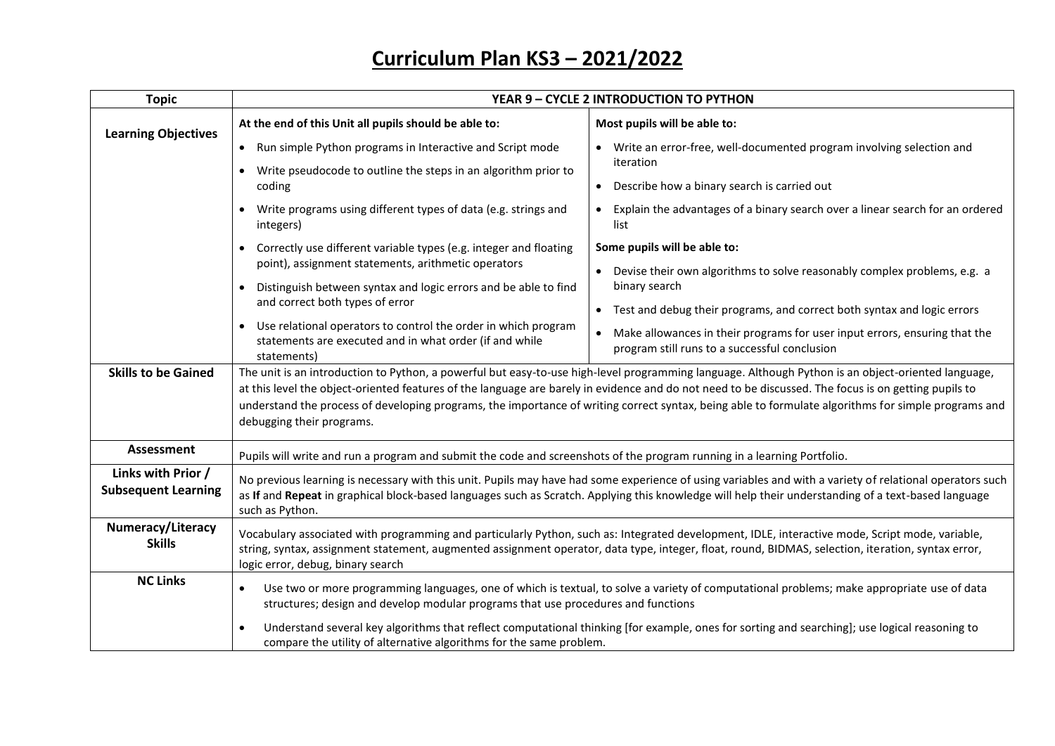# Curriculum Plan KS3 – 2021/2022

| Topic | YEAR 9 – CYCLE 2 INTRODUCTION TO PYTHON | |
|---|---|---|
| **Learning Objectives** | **At the end of this Unit all pupils should be able to:**<br>• Run simple Python programs in Interactive and Script mode<br>• Write pseudocode to outline the steps in an algorithm prior to coding<br>• Write programs using different types of data (e.g. strings and integers)<br>• Correctly use different variable types (e.g. integer and floating point), assignment statements, arithmetic operators<br>• Distinguish between syntax and logic errors and be able to find and correct both types of error<br>• Use relational operators to control the order in which program statements are executed and in what order (if and while statements) | **Most pupils will be able to:**<br>• Write an error-free, well-documented program involving selection and iteration<br>• Describe how a binary search is carried out<br>• Explain the advantages of a binary search over a linear search for an ordered list<br>**Some pupils will be able to:**<br>• Devise their own algorithms to solve reasonably complex problems, e.g. a binary search<br>• Test and debug their programs, and correct both syntax and logic errors<br>• Make allowances in their programs for user input errors, ensuring that the program still runs to a successful conclusion |
| **Skills to be Gained** | The unit is an introduction to Python, a powerful but easy-to-use high-level programming language. Although Python is an object-oriented language, at this level the object-oriented features of the language are barely in evidence and do not need to be discussed. The focus is on getting pupils to understand the process of developing programs, the importance of writing correct syntax, being able to formulate algorithms for simple programs and debugging their programs. | |
| **Assessment** | Pupils will write and run a program and submit the code and screenshots of the program running in a learning Portfolio. | |
| **Links with Prior / Subsequent Learning** | No previous learning is necessary with this unit. Pupils may have had some experience of using variables and with a variety of relational operators such as **If** and **Repeat** in graphical block-based languages such as Scratch. Applying this knowledge will help their understanding of a text-based language such as Python. | |
| **Numeracy/Literacy Skills** | Vocabulary associated with programming and particularly Python, such as: Integrated development, IDLE, interactive mode, Script mode, variable, string, syntax, assignment statement, augmented assignment operator, data type, integer, float, round, BIDMAS, selection, iteration, syntax error, logic error, debug, binary search | |
| **NC Links** | • Use two or more programming languages, one of which is textual, to solve a variety of computational problems; make appropriate use of data structures; design and develop modular programs that use procedures and functions<br>• Understand several key algorithms that reflect computational thinking [for example, ones for sorting and searching]; use logical reasoning to compare the utility of alternative algorithms for the same problem. | |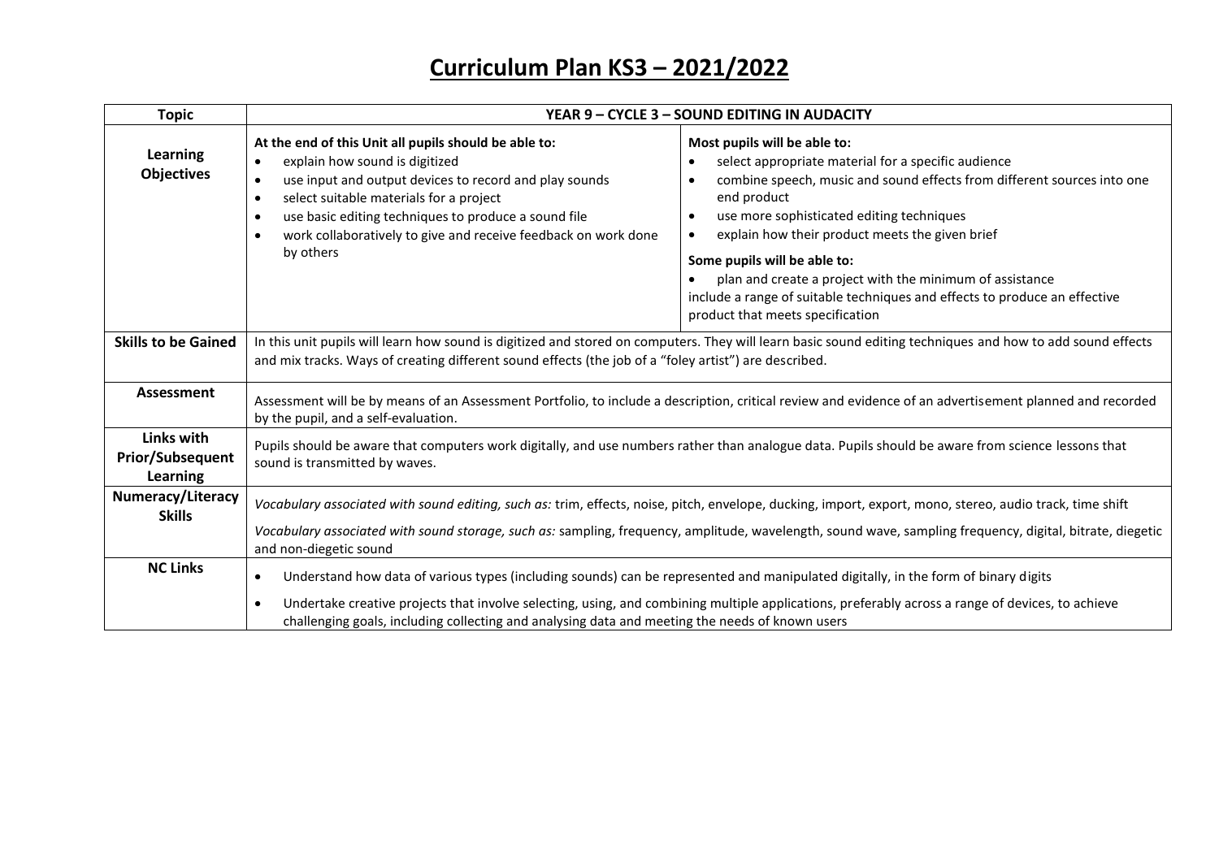# Curriculum Plan KS3 – 2021/2022

| Topic | YEAR 9 – CYCLE 3 – SOUND EDITING IN AUDACITY | |
|---|---|---|
| **Learning Objectives** | **At the end of this Unit all pupils should be able to:**<br>• explain how sound is digitized<br>• use input and output devices to record and play sounds<br>• select suitable materials for a project<br>• use basic editing techniques to produce a sound file<br>• work collaboratively to give and receive feedback on work done by others | **Most pupils will be able to:**<br>• select appropriate material for a specific audience<br>• combine speech, music and sound effects from different sources into one end product<br>• use more sophisticated editing techniques<br>• explain how their product meets the given brief<br>**Some pupils will be able to:**<br>• plan and create a project with the minimum of assistance<br>include a range of suitable techniques and effects to produce an effective product that meets specification |
| **Skills to be Gained** | In this unit pupils will learn how sound is digitized and stored on computers. They will learn basic sound editing techniques and how to add sound effects and mix tracks. Ways of creating different sound effects (the job of a "foley artist") are described. | |
| **Assessment** | Assessment will be by means of an Assessment Portfolio, to include a description, critical review and evidence of an advertisement planned and recorded by the pupil, and a self-evaluation. | |
| **Links with Prior/Subsequent Learning** | Pupils should be aware that computers work digitally, and use numbers rather than analogue data. Pupils should be aware from science lessons that sound is transmitted by waves. | |
| **Numeracy/Literacy Skills** | *Vocabulary associated with sound editing, such as:* trim, effects, noise, pitch, envelope, ducking, import, export, mono, stereo, audio track, time shift<br>*Vocabulary associated with sound storage, such as:* sampling, frequency, amplitude, wavelength, sound wave, sampling frequency, digital, bitrate, diegetic and non-diegetic sound | |
| **NC Links** | • Understand how data of various types (including sounds) can be represented and manipulated digitally, in the form of binary digits<br>• Undertake creative projects that involve selecting, using, and combining multiple applications, preferably across a range of devices, to achieve challenging goals, including collecting and analysing data and meeting the needs of known users | |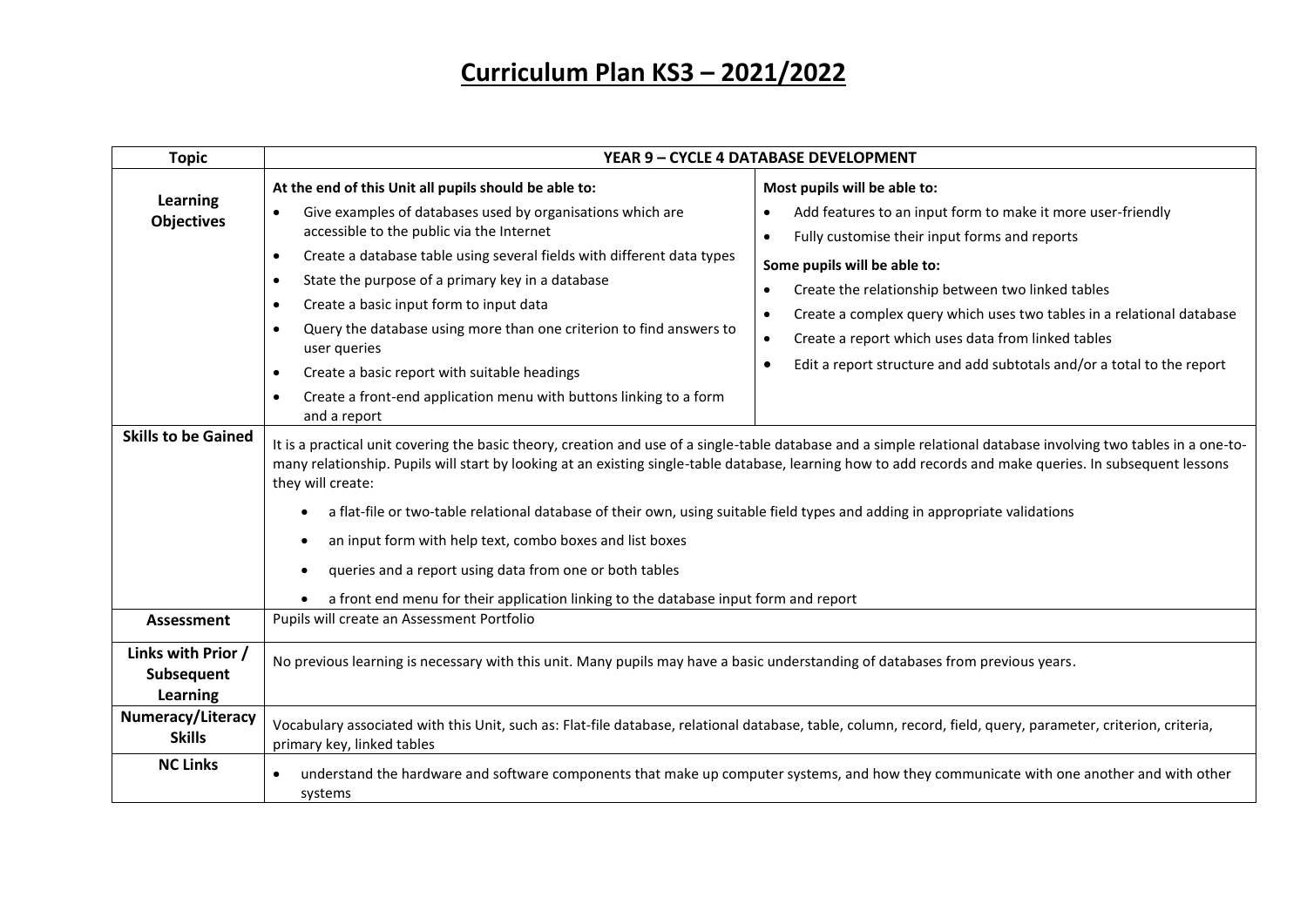# Curriculum Plan KS3 – 2021/2022

| Topic | YEAR 9 – CYCLE 4 DATABASE DEVELOPMENT | |
|---|---|---|
| **Learning Objectives** | **At the end of this Unit all pupils should be able to:**<br>• Give examples of databases used by organisations which are accessible to the public via the Internet<br>• Create a database table using several fields with different data types<br>• State the purpose of a primary key in a database<br>• Create a basic input form to input data<br>• Query the database using more than one criterion to find answers to user queries<br>• Create a basic report with suitable headings<br>• Create a front-end application menu with buttons linking to a form and a report | **Most pupils will be able to:**<br>• Add features to an input form to make it more user-friendly<br>• Fully customise their input forms and reports<br>**Some pupils will be able to:**<br>• Create the relationship between two linked tables<br>• Create a complex query which uses two tables in a relational database<br>• Create a report which uses data from linked tables<br>• Edit a report structure and add subtotals and/or a total to the report |
| **Skills to be Gained** | It is a practical unit covering the basic theory, creation and use of a single-table database and a simple relational database involving two tables in a one-to-many relationship. Pupils will start by looking at an existing single-table database, learning how to add records and make queries. In subsequent lessons they will create:<br>• a flat-file or two-table relational database of their own, using suitable field types and adding in appropriate validations<br>• an input form with help text, combo boxes and list boxes<br>• queries and a report using data from one or both tables<br>• a front end menu for their application linking to the database input form and report | |
| **Assessment** | Pupils will create an Assessment Portfolio | |
| **Links with Prior / Subsequent Learning** | No previous learning is necessary with this unit. Many pupils may have a basic understanding of databases from previous years. | |
| **Numeracy/Literacy Skills** | Vocabulary associated with this Unit, such as: Flat-file database, relational database, table, column, record, field, query, parameter, criterion, criteria, primary key, linked tables | |
| **NC Links** | • understand the hardware and software components that make up computer systems, and how they communicate with one another and with other systems | |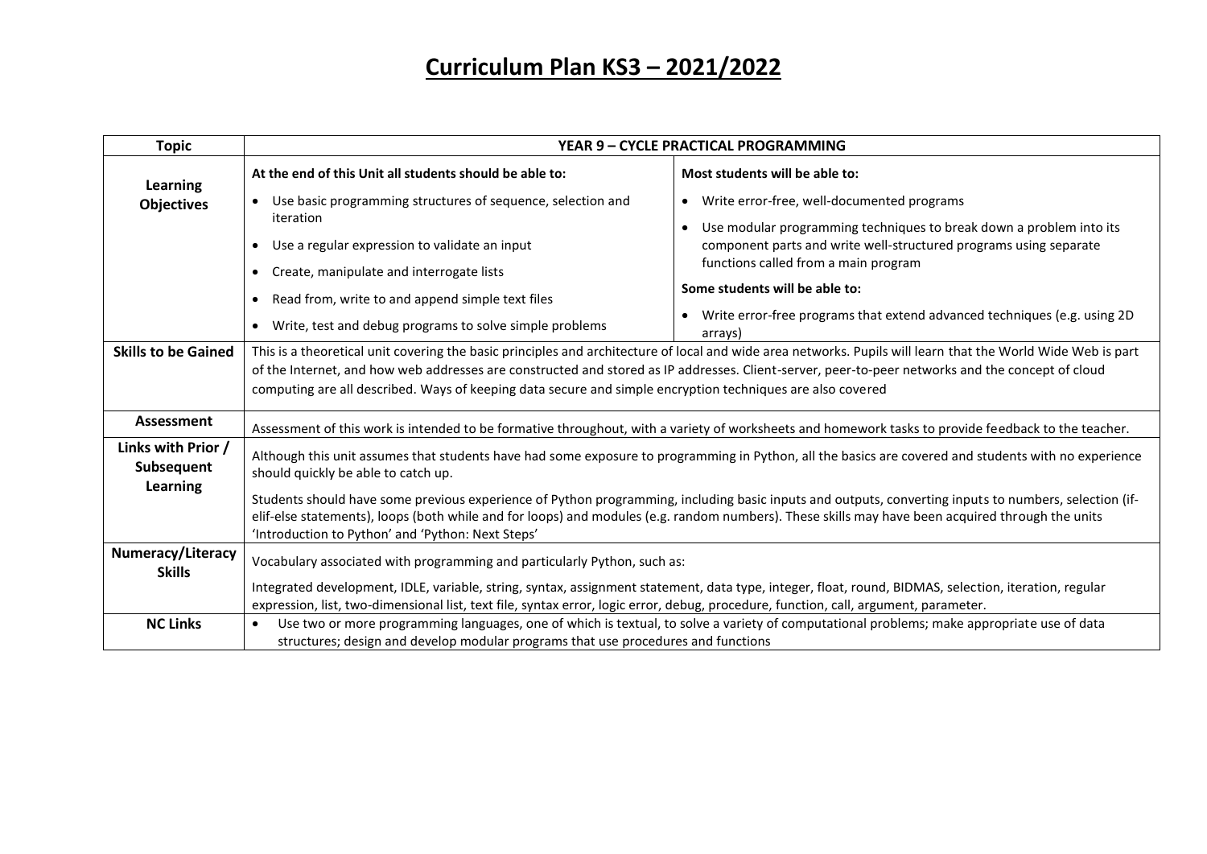# Curriculum Plan KS3 – 2021/2022

| Topic | YEAR 9 – CYCLE PRACTICAL PROGRAMMING | |
|---|---|---|
| **Learning Objectives** | **At the end of this Unit all students should be able to:**<br>• Use basic programming structures of sequence, selection and iteration<br>• Use a regular expression to validate an input<br>• Create, manipulate and interrogate lists<br>• Read from, write to and append simple text files<br>• Write, test and debug programs to solve simple problems | **Most students will be able to:**<br>• Write error-free, well-documented programs<br>• Use modular programming techniques to break down a problem into its component parts and write well-structured programs using separate functions called from a main program<br>**Some students will be able to:**<br>• Write error-free programs that extend advanced techniques (e.g. using 2D arrays) |
| **Skills to be Gained** | This is a theoretical unit covering the basic principles and architecture of local and wide area networks. Pupils will learn that the World Wide Web is part of the Internet, and how web addresses are constructed and stored as IP addresses. Client-server, peer-to-peer networks and the concept of cloud computing are all described. Ways of keeping data secure and simple encryption techniques are also covered | |
| **Assessment** | Assessment of this work is intended to be formative throughout, with a variety of worksheets and homework tasks to provide feedback to the teacher. | |
| **Links with Prior / Subsequent Learning** | Although this unit assumes that students have had some exposure to programming in Python, all the basics are covered and students with no experience should quickly be able to catch up.<br>Students should have some previous experience of Python programming, including basic inputs and outputs, converting inputs to numbers, selection (if-elif-else statements), loops (both while and for loops) and modules (e.g. random numbers). These skills may have been acquired through the units 'Introduction to Python' and 'Python: Next Steps' | |
| **Numeracy/Literacy Skills** | Vocabulary associated with programming and particularly Python, such as:<br>Integrated development, IDLE, variable, string, syntax, assignment statement, data type, integer, float, round, BIDMAS, selection, iteration, regular expression, list, two-dimensional list, text file, syntax error, logic error, debug, procedure, function, call, argument, parameter. | |
| **NC Links** | • Use two or more programming languages, one of which is textual, to solve a variety of computational problems; make appropriate use of data structures; design and develop modular programs that use procedures and functions | |